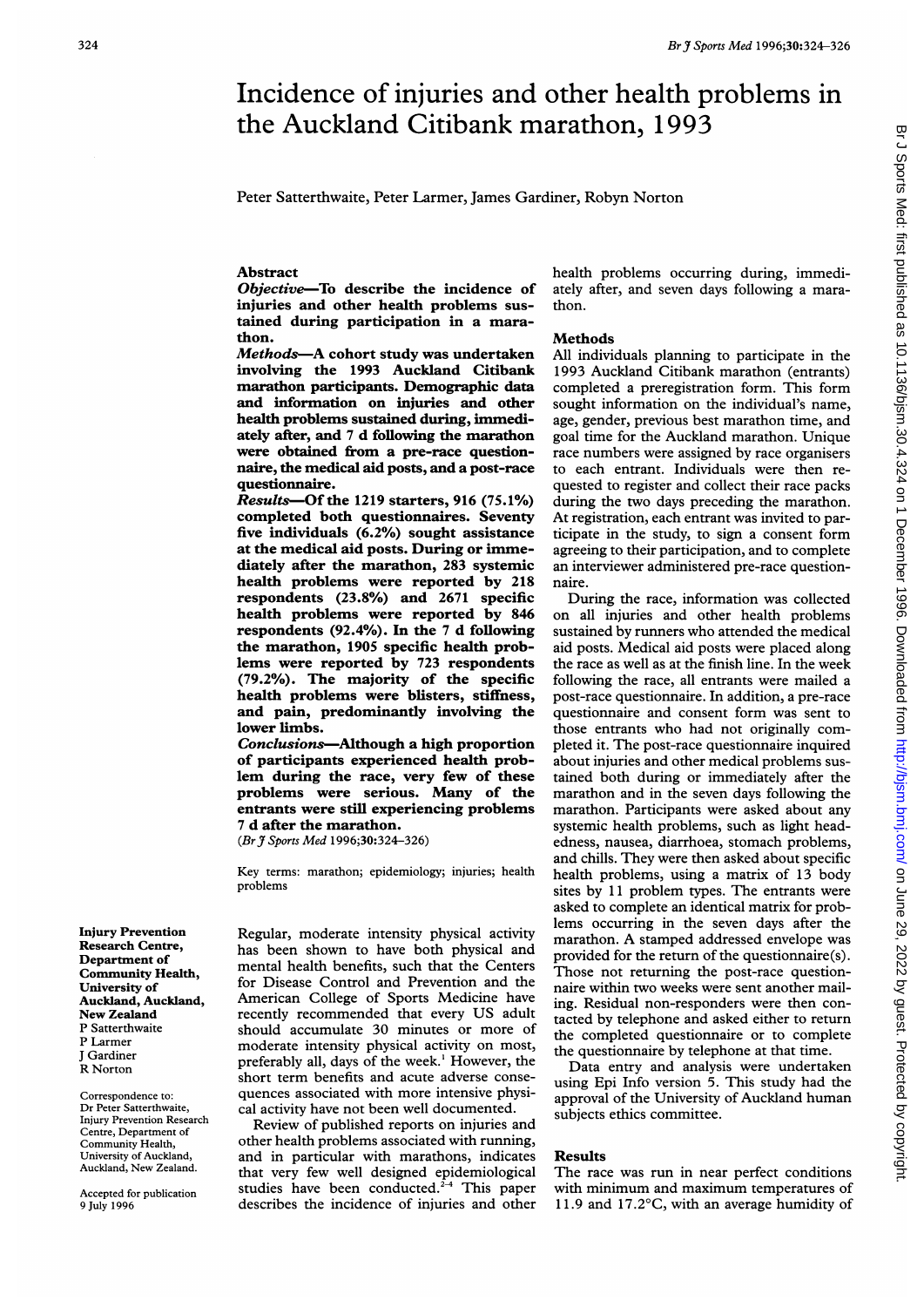# Incidence of injuries and other health problems in the Auckland Citibank marathon, 1993

Peter Satterthwaite, Peter Larmer, James Gardiner, Robyn Norton

## Abstract

***Objective*—To describe the incidence of injuries and other health problems sustained during participation in a marathon.**

***Methods*—A cohort study was undertaken involving the 1993 Auckland Citibank marathon participants. Demographic data and information on injuries and other health problems sustained during, immediately after, and 7 d following the marathon were obtained from a pre-race questionnaire, the medical aid posts, and a post-race questionnaire.**

***Results*—Of the 1219 starters, 916 (75.1%) completed both questionnaires. Seventy five individuals (6.2%) sought assistance at the medical aid posts. During or immediately after the marathon, 283 systemic health problems were reported by 218 respondents (23.8%) and 2671 specific health problems were reported by 846 respondents (92.4%). In the 7 d following the marathon, 1905 specific health problems were reported by 723 respondents (79.2%). The majority of the specific health problems were blisters, stiffness, and pain, predominantly involving the lower limbs.**

***Conclusions*—Although a high proportion of participants experienced health problem during the race, very few of these problems were serious. Many of the entrants were still experiencing problems 7 d after the marathon.**

(*Br J Sports Med* 1996;30:324–326)

Key terms: marathon; epidemiology; injuries; health problems

Regular, moderate intensity physical activity has been shown to have both physical and mental health benefits, such that the Centers for Disease Control and Prevention and the American College of Sports Medicine have recently recommended that every US adult should accumulate 30 minutes or more of moderate intensity physical activity on most, preferably all, days of the week.[1] However, the short term benefits and acute adverse consequences associated with more intensive physical activity have not been well documented.

Review of published reports on injuries and other health problems associated with running, and in particular with marathons, indicates that very few well designed epidemiological studies have been conducted.[2–4] This paper describes the incidence of injuries and other health problems occurring during, immediately after, and seven days following a marathon.

## Methods

All individuals planning to participate in the 1993 Auckland Citibank marathon (entrants) completed a preregistration form. This form sought information on the individual's name, age, gender, previous best marathon time, and goal time for the Auckland marathon. Unique race numbers were assigned by race organisers to each entrant. Individuals were then requested to register and collect their race packs during the two days preceding the marathon. At registration, each entrant was invited to participate in the study, to sign a consent form agreeing to their participation, and to complete an interviewer administered pre-race questionnaire.

During the race, information was collected on all injuries and other health problems sustained by runners who attended the medical aid posts. Medical aid posts were placed along the race as well as at the finish line. In the week following the race, all entrants were mailed a post-race questionnaire. In addition, a pre-race questionnaire and consent form was sent to those entrants who had not originally completed it. The post-race questionnaire inquired about injuries and other medical problems sustained both during or immediately after the marathon and in the seven days following the marathon. Participants were asked about any systemic health problems, such as light headedness, nausea, diarrhoea, stomach problems, and chills. They were then asked about specific health problems, using a matrix of 13 body sites by 11 problem types. The entrants were asked to complete an identical matrix for problems occurring in the seven days after the marathon. A stamped addressed envelope was provided for the return of the questionnaire(s). Those not returning the post-race questionnaire within two weeks were sent another mailing. Residual non-responders were then contacted by telephone and asked either to return the completed questionnaire or to complete the questionnaire by telephone at that time.

Data entry and analysis were undertaken using Epi Info version 5. This study had the approval of the University of Auckland human subjects ethics committee.

## Results

The race was run in near perfect conditions with minimum and maximum temperatures of 11.9 and 17.2°C, with an average humidity of

---

Injury Prevention Research Centre, Department of Community Health, University of Auckland, Auckland, New Zealand
P Satterthwaite
P Larmer
J Gardiner
R Norton

Correspondence to: Dr Peter Satterthwaite, Injury Prevention Research Centre, Department of Community Health, University of Auckland, Auckland, New Zealand.

Accepted for publication 9 July 1996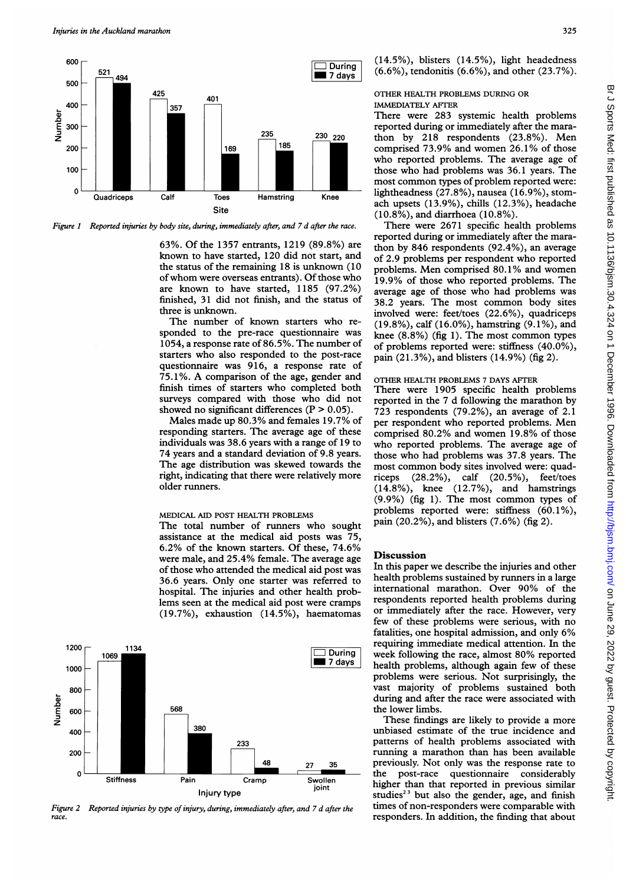Figure 1 Reported injuries by body site, during, immediately after, and 7 d after the race.

63%. Of the 1357 entrants, 1219 (89.8%) are known to have started, 120 did not start, and the status of the remaining 18 is unknown (10 of whom were overseas entrants). Of those who are known to have started, 1185 (97.2%) finished, 31 did not finish, and the status of three is unknown.

The number of known starters who responded to the pre-race questionnaire was 1054, a response rate of 86.5%. The number of starters who also responded to the post-race questionnaire was 916, a response rate of 75.1%. A comparison of the age, gender and finish times of starters who completed both surveys compared with those who did not showed no significant differences ($P > 0.05$).

Males made up 80.3% and females 19.7% of responding starters. The average age of these individuals was 38.6 years with a range of 19 to 74 years and a standard deviation of 9.8 years. The age distribution was skewed towards the right, indicating that there were relatively more older runners.

### MEDICAL AID POST HEALTH PROBLEMS

The total number of runners who sought assistance at the medical aid posts was 75, 6.2% of the known starters. Of these, 74.6% were male, and 25.4% female. The average age of those who attended the medical aid post was 36.6 years. Only one starter was referred to hospital. The injuries and other health problems seen at the medical aid post were cramps (19.7%), exhaustion (14.5%), haematomas (14.5%), blisters (14.5%), light headedness (6.6%), tendonitis (6.6%), and other (23.7%).

Figure 2 Reported injuries by type of injury, during, immediately after, and 7 d after the race.

### OTHER HEALTH PROBLEMS DURING OR IMMEDIATELY AFTER

There were 283 systemic health problems reported during or immediately after the marathon by 218 respondents (23.8%). Men comprised 73.9% and women 26.1% of those who reported problems. The average age of those who had problems was 36.1 years. The most common types of problem reported were: lightheadness (27.8%), nausea (16.9%), stomach upsets (13.9%), chills (12.3%), headache (10.8%), and diarrhoea (10.8%).

There were 2671 specific health problems reported during or immediately after the marathon by 846 respondents (92.4%), an average of 2.9 problems per respondent who reported problems. Men comprised 80.1% and women 19.9% of those who reported problems. The average age of those who had problems was 38.2 years. The most common body sites involved were: feet/toes (22.6%), quadriceps (19.8%), calf (16.0%), hamstring (9.1%), and knee (8.8%) (fig 1). The most common types of problems reported were: stiffness (40.0%), pain (21.3%), and blisters (14.9%) (fig 2).

### OTHER HEALTH PROBLEMS 7 DAYS AFTER

There were 1905 specific health problems reported in the 7 d following the marathon by 723 respondents (79.2%), an average of 2.1 per respondent who reported problems. Men comprised 80.2% and women 19.8% of those who reported problems. The average age of those who had problems was 37.8 years. The most common body sites involved were: quadriceps (28.2%), calf (20.5%), feet/toes (14.8%), knee (12.7%), and hamstrings (9.9%) (fig 1). The most common types of problems reported were: stiffness (60.1%), pain (20.2%), and blisters (7.6%) (fig 2).

## Discussion

In this paper we describe the injuries and other health problems sustained by runners in a large international marathon. Over 90% of the respondents reported health problems during or immediately after the race. However, very few of these problems were serious, with no fatalities, one hospital admission, and only 6% requiring immediate medical attention. In the week following the race, almost 80% reported health problems, although again few of these problems were serious. Not surprisingly, the vast majority of problems sustained both during and after the race were associated with the lower limbs.

These findings are likely to provide a more unbiased estimate of the true incidence and patterns of health problems associated with running a marathon than has been available previously. Not only was the response rate to the post-race questionnaire considerably higher than that reported in previous similar studies[2,3] but also the gender, age, and finish times of non-responders were comparable with responders. In addition, the finding that about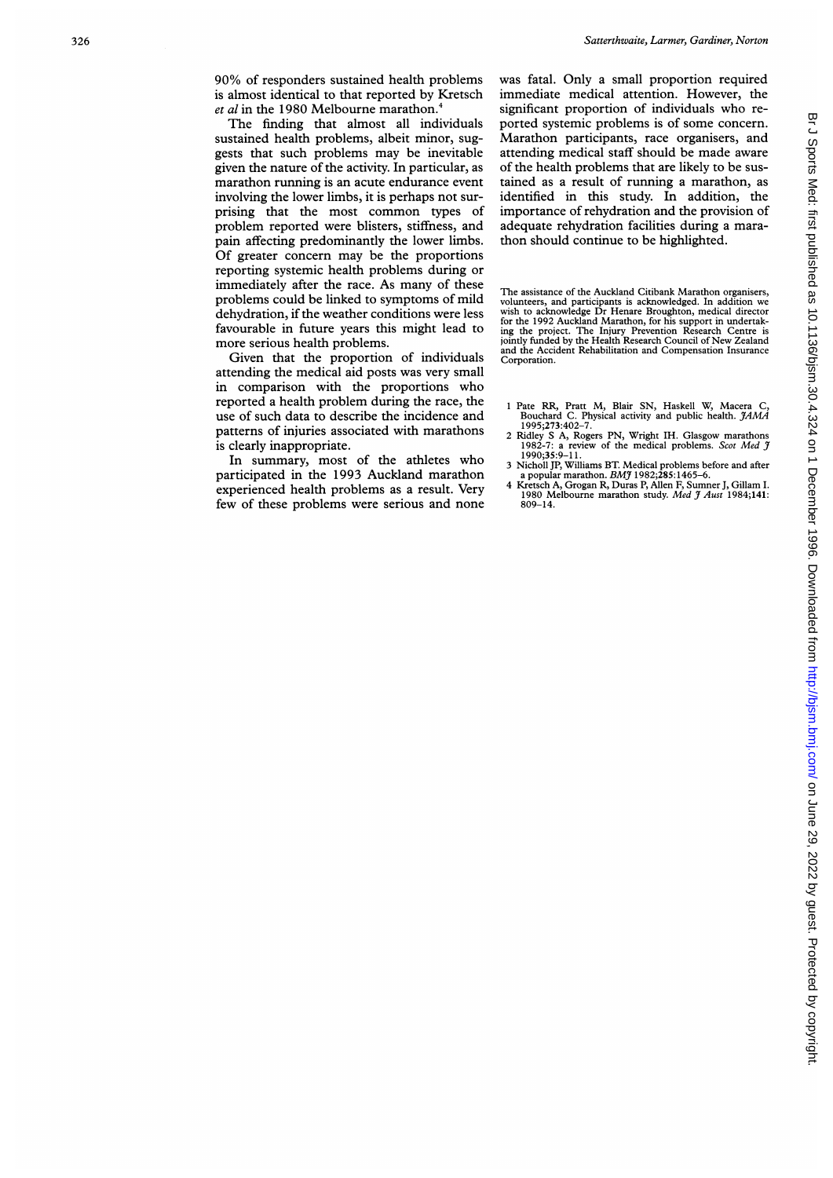90% of responders sustained health problems is almost identical to that reported by Kretsch *et al* in the 1980 Melbourne marathon.[4]

The finding that almost all individuals sustained health problems, albeit minor, suggests that such problems may be inevitable given the nature of the activity. In particular, as marathon running is an acute endurance event involving the lower limbs, it is perhaps not surprising that the most common types of problem reported were blisters, stiffness, and pain affecting predominantly the lower limbs. Of greater concern may be the proportions reporting systemic health problems during or immediately after the race. As many of these problems could be linked to symptoms of mild dehydration, if the weather conditions were less favourable in future years this might lead to more serious health problems.

Given that the proportion of individuals attending the medical aid posts was very small in comparison with the proportions who reported a health problem during the race, the use of such data to describe the incidence and patterns of injuries associated with marathons is clearly inappropriate.

In summary, most of the athletes who participated in the 1993 Auckland marathon experienced health problems as a result. Very few of these problems were serious and none was fatal. Only a small proportion required immediate medical attention. However, the significant proportion of individuals who reported systemic problems is of some concern. Marathon participants, race organisers, and attending medical staff should be made aware of the health problems that are likely to be sustained as a result of running a marathon, as identified in this study. In addition, the importance of rehydration and the provision of adequate rehydration facilities during a marathon should continue to be highlighted.

The assistance of the Auckland Citibank Marathon organisers, volunteers, and participants is acknowledged. In addition we wish to acknowledge Dr Henare Broughton, medical director for the 1992 Auckland Marathon, for his support in undertaking the project. The Injury Prevention Research Centre is jointly funded by the Health Research Council of New Zealand and the Accident Rehabilitation and Compensation Insurance Corporation.

1. Pate RR, Pratt M, Blair SN, Haskell W, Macera C, Bouchard C. Physical activity and public health. *JAMA* 1995;**273**:402–7.
2. Ridley S A, Rogers PN, Wright IH. Glasgow marathons 1982-7: a review of the medical problems. *Scot Med J* 1990;**35**:9–11.
3. Nicholl JP, Williams BT. Medical problems before and after a popular marathon. *BMJ* 1982;**285**:1465–6.
4. Kretsch A, Grogan R, Duras P, Allen F, Sumner J, Gillam I. 1980 Melbourne marathon study. *Med J Aust* 1984;**141**: 809–14.